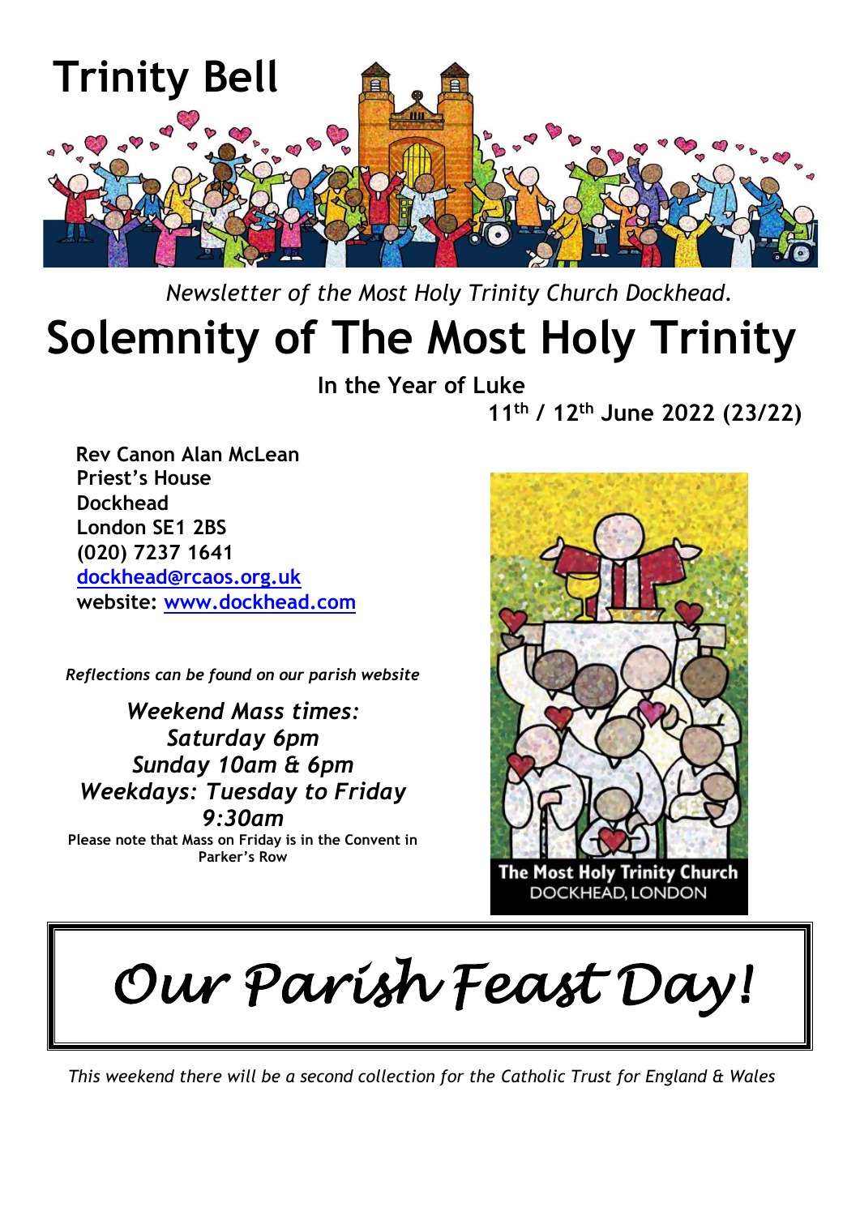# Trinity Bell

*Newsletter of the Most Holy Trinity Church Dockhead.*

# Solemnity of The Most Holy Trinity

**In the Year of Luke**

**11th / 12th June 2022 (23/22)**

**Rev Canon Alan McLean**
**Priest's House**
**Dockhead**
**London SE1 2BS**
**(020) 7237 1641**
**dockhead@rcaos.org.uk**
**website: www.dockhead.com**

*Reflections can be found on our parish website*

*Weekend Mass times:*
*Saturday 6pm*
*Sunday 10am & 6pm*
*Weekdays: Tuesday to Friday*
*9:30am*

**Please note that Mass on Friday is in the Convent in Parker's Row**

The Most Holy Trinity Church
DOCKHEAD, LONDON

## *Our Parish Feast Day!*

*This weekend there will be a second collection for the Catholic Trust for England & Wales*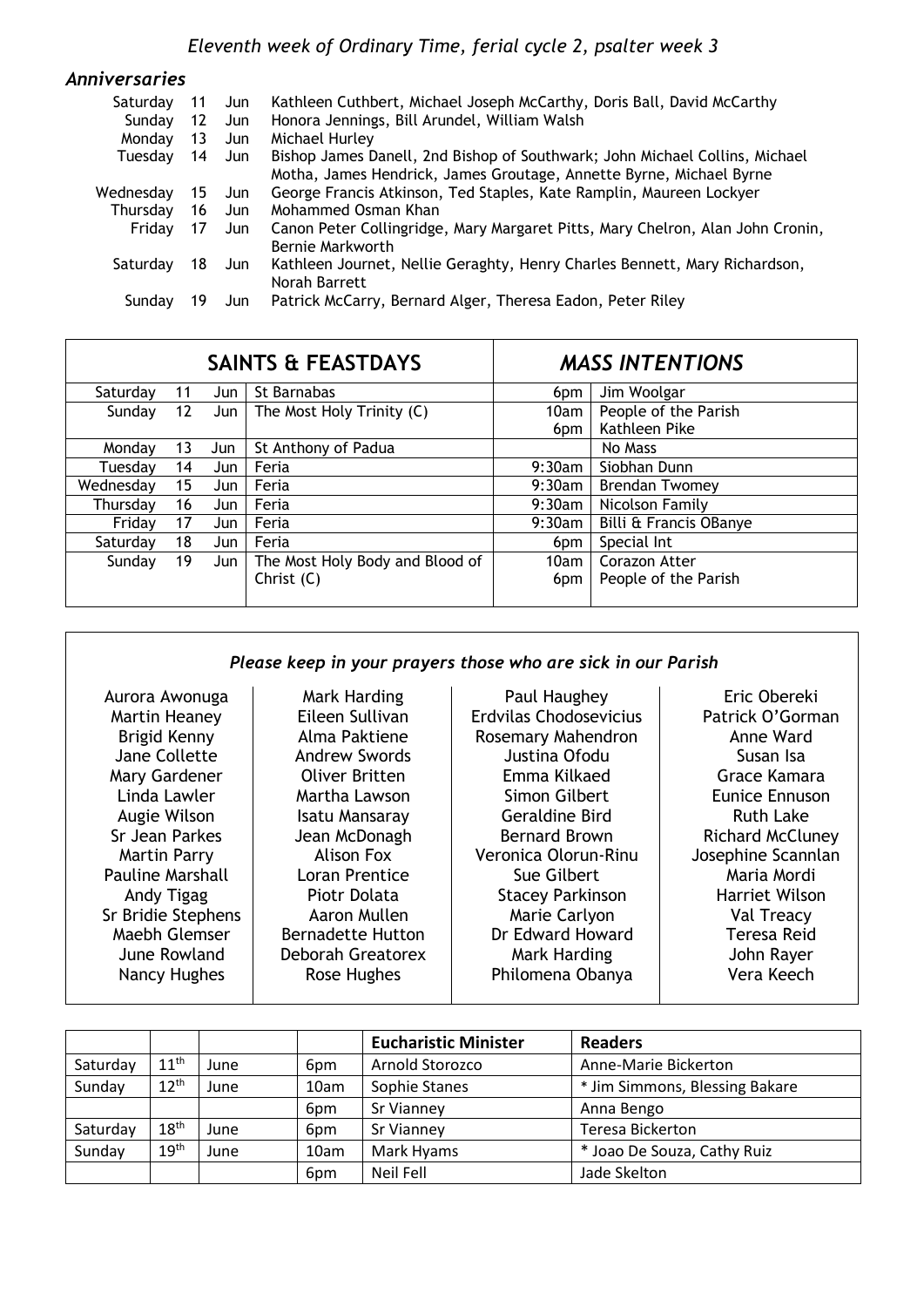*Eleventh week of Ordinary Time, ferial cycle 2, psalter week 3*

## *Anniversaries*

| | | | |
|---|---|---|---|
| Saturday | 11 | Jun | Kathleen Cuthbert, Michael Joseph McCarthy, Doris Ball, David McCarthy |
| Sunday | 12 | Jun | Honora Jennings, Bill Arundel, William Walsh |
| Monday | 13 | Jun | Michael Hurley |
| Tuesday | 14 | Jun | Bishop James Danell, 2nd Bishop of Southwark; John Michael Collins, Michael Motha, James Hendrick, James Groutage, Annette Byrne, Michael Byrne |
| Wednesday | 15 | Jun | George Francis Atkinson, Ted Staples, Kate Ramplin, Maureen Lockyer |
| Thursday | 16 | Jun | Mohammed Osman Khan |
| Friday | 17 | Jun | Canon Peter Collingridge, Mary Margaret Pitts, Mary Chelron, Alan John Cronin, Bernie Markworth |
| Saturday | 18 | Jun | Kathleen Journet, Nellie Geraghty, Henry Charles Bennett, Mary Richardson, Norah Barrett |
| Sunday | 19 | Jun | Patrick McCarry, Bernard Alger, Theresa Eadon, Peter Riley |

| SAINTS & FEASTDAYS | | | | *MASS INTENTIONS* | |
|---|---|---|---|---|---|
| Saturday | 11 | Jun | St Barnabas | 6pm | Jim Woolgar |
| Sunday | 12 | Jun | The Most Holy Trinity (C) | 10am<br>6pm | People of the Parish<br>Kathleen Pike |
| Monday | 13 | Jun | St Anthony of Padua | | No Mass |
| Tuesday | 14 | Jun | Feria | 9:30am | Siobhan Dunn |
| Wednesday | 15 | Jun | Feria | 9:30am | Brendan Twomey |
| Thursday | 16 | Jun | Feria | 9:30am | Nicolson Family |
| Friday | 17 | Jun | Feria | 9:30am | Billi & Francis OBanye |
| Saturday | 18 | Jun | Feria | 6pm | Special Int |
| Sunday | 19 | Jun | The Most Holy Body and Blood of Christ (C) | 10am<br>6pm | Corazon Atter<br>People of the Parish |

### *Please keep in your prayers those who are sick in our Parish*

Aurora Awonuga
Martin Heaney
Brigid Kenny
Jane Collette
Mary Gardener
Linda Lawler
Augie Wilson
Sr Jean Parkes
Martin Parry
Pauline Marshall
Andy Tigag
Sr Bridie Stephens
Maebh Glemser
June Rowland
Nancy Hughes

Mark Harding
Eileen Sullivan
Alma Paktiene
Andrew Swords
Oliver Britten
Martha Lawson
Isatu Mansaray
Jean McDonagh
Alison Fox
Loran Prentice
Piotr Dolata
Aaron Mullen
Bernadette Hutton
Deborah Greatorex
Rose Hughes

Paul Haughey
Erdvilas Chodosevicius
Rosemary Mahendron
Justina Ofodu
Emma Kilkaed
Simon Gilbert
Geraldine Bird
Bernard Brown
Veronica Olorun-Rinu
Sue Gilbert
Stacey Parkinson
Marie Carlyon
Dr Edward Howard
Mark Harding
Philomena Obanya

Eric Obereki
Patrick O'Gorman
Anne Ward
Susan Isa
Grace Kamara
Eunice Ennuson
Ruth Lake
Richard McCluney
Josephine Scannlan
Maria Mordi
Harriet Wilson
Val Treacy
Teresa Reid
John Rayer
Vera Keech

| | | | | **Eucharistic Minister** | **Readers** |
|---|---|---|---|---|---|
| Saturday | 11th | June | 6pm | Arnold Storozco | Anne-Marie Bickerton |
| Sunday | 12th | June | 10am | Sophie Stanes | * Jim Simmons, Blessing Bakare |
| | | | 6pm | Sr Vianney | Anna Bengo |
| Saturday | 18th | June | 6pm | Sr Vianney | Teresa Bickerton |
| Sunday | 19th | June | 10am | Mark Hyams | * Joao De Souza, Cathy Ruiz |
| | | | 6pm | Neil Fell | Jade Skelton |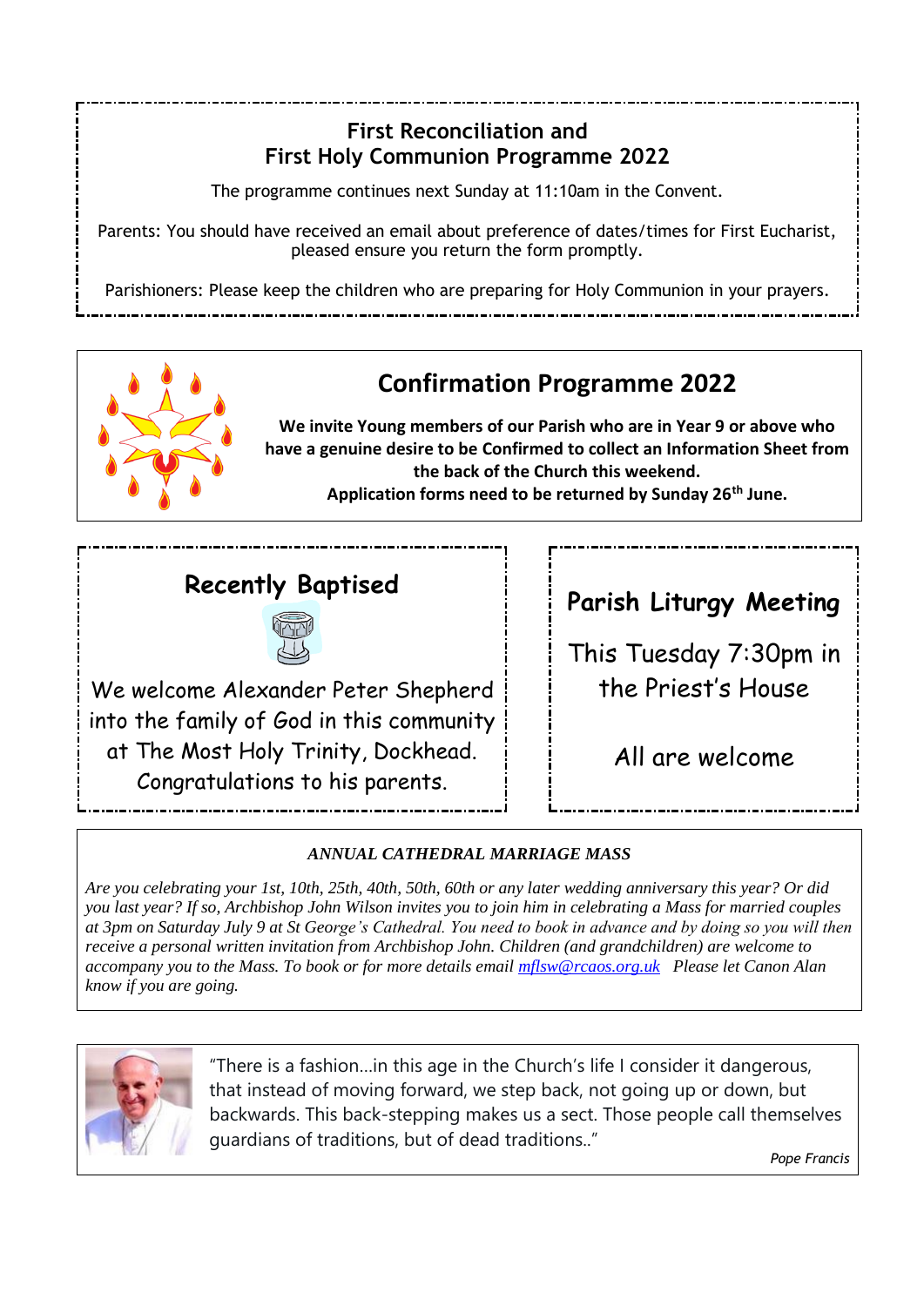## First Reconciliation and First Holy Communion Programme 2022

The programme continues next Sunday at 11:10am in the Convent.

Parents: You should have received an email about preference of dates/times for First Eucharist, pleased ensure you return the form promptly.

Parishioners: Please keep the children who are preparing for Holy Communion in your prayers.

## Confirmation Programme 2022

**We invite Young members of our Parish who are in Year 9 or above who have a genuine desire to be Confirmed to collect an Information Sheet from the back of the Church this weekend.**
**Application forms need to be returned by Sunday 26th June.**

## Recently Baptised

We welcome Alexander Peter Shepherd into the family of God in this community at The Most Holy Trinity, Dockhead. Congratulations to his parents.

## Parish Liturgy Meeting

This Tuesday 7:30pm in the Priest's House

All are welcome

***ANNUAL CATHEDRAL MARRIAGE MASS***

*Are you celebrating your 1st, 10th, 25th, 40th, 50th, 60th or any later wedding anniversary this year? Or did you last year? If so, Archbishop John Wilson invites you to join him in celebrating a Mass for married couples at 3pm on Saturday July 9 at St George's Cathedral. You need to book in advance and by doing so you will then receive a personal written invitation from Archbishop John. Children (and grandchildren) are welcome to accompany you to the Mass. To book or for more details email mflsw@rcaos.org.uk Please let Canon Alan know if you are going.*

"There is a fashion…in this age in the Church's life I consider it dangerous, that instead of moving forward, we step back, not going up or down, but backwards. This back-stepping makes us a sect. Those people call themselves guardians of traditions, but of dead traditions.."

*Pope Francis*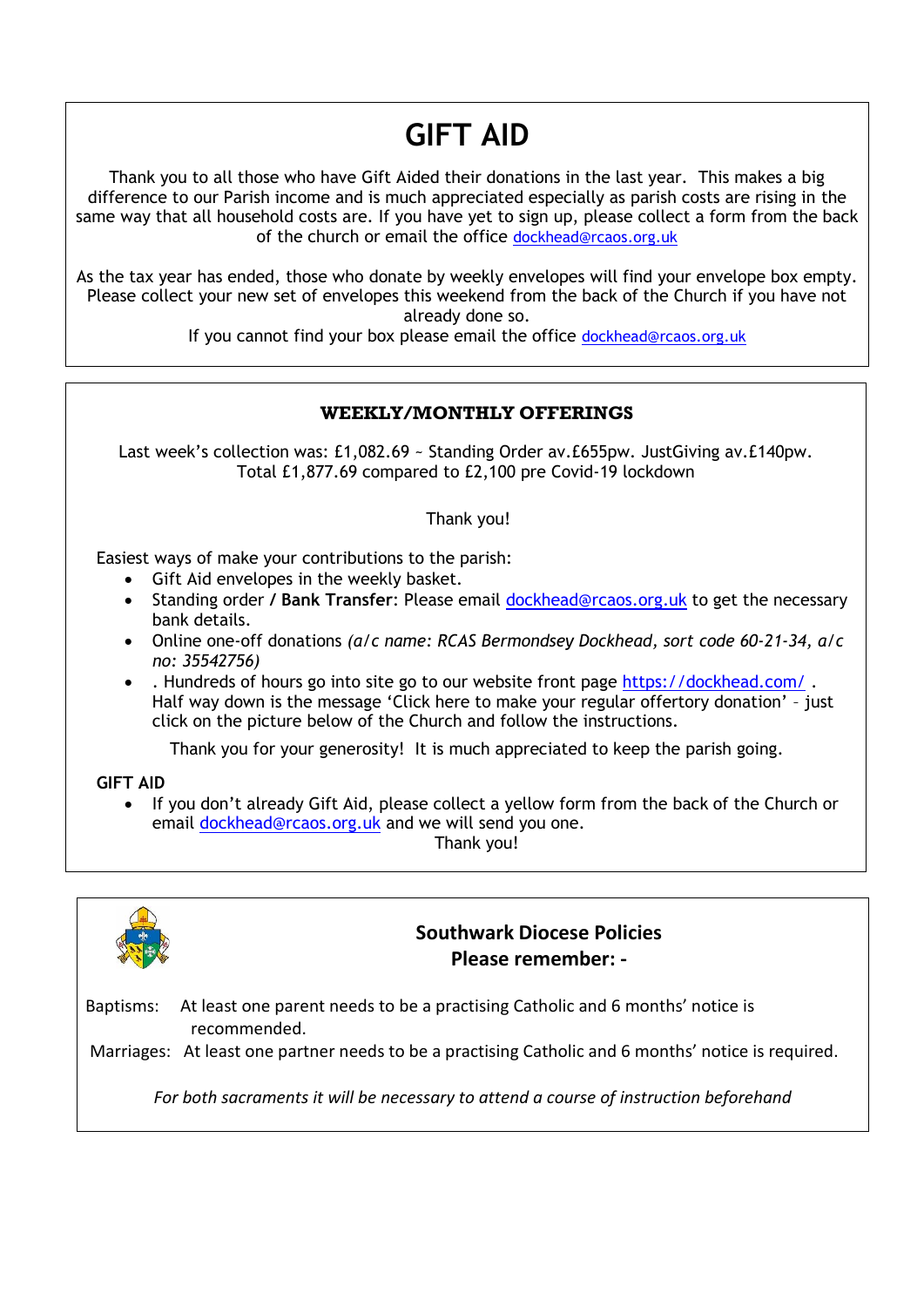# GIFT AID

Thank you to all those who have Gift Aided their donations in the last year. This makes a big difference to our Parish income and is much appreciated especially as parish costs are rising in the same way that all household costs are. If you have yet to sign up, please collect a form from the back of the church or email the office dockhead@rcaos.org.uk

As the tax year has ended, those who donate by weekly envelopes will find your envelope box empty. Please collect your new set of envelopes this weekend from the back of the Church if you have not already done so.
If you cannot find your box please email the office dockhead@rcaos.org.uk

## WEEKLY/MONTHLY OFFERINGS

Last week's collection was: £1,082.69 ~ Standing Order av.£655pw. JustGiving av.£140pw.
Total £1,877.69 compared to £2,100 pre Covid-19 lockdown

Thank you!

Easiest ways of make your contributions to the parish:

- Gift Aid envelopes in the weekly basket.
- Standing order **/ Bank Transfer**: Please email dockhead@rcaos.org.uk to get the necessary bank details.
- Online one-off donations *(a/c name: RCAS Bermondsey Dockhead, sort code 60-21-34, a/c no: 35542756)*
- . Hundreds of hours go into site go to our website front page https://dockhead.com/ . Half way down is the message 'Click here to make your regular offertory donation' – just click on the picture below of the Church and follow the instructions.

Thank you for your generosity! It is much appreciated to keep the parish going.

**GIFT AID**

- If you don't already Gift Aid, please collect a yellow form from the back of the Church or email dockhead@rcaos.org.uk and we will send you one.

Thank you!

## Southwark Diocese Policies
**Please remember: -**

Baptisms: At least one parent needs to be a practising Catholic and 6 months' notice is recommended.

Marriages: At least one partner needs to be a practising Catholic and 6 months' notice is required.

*For both sacraments it will be necessary to attend a course of instruction beforehand*